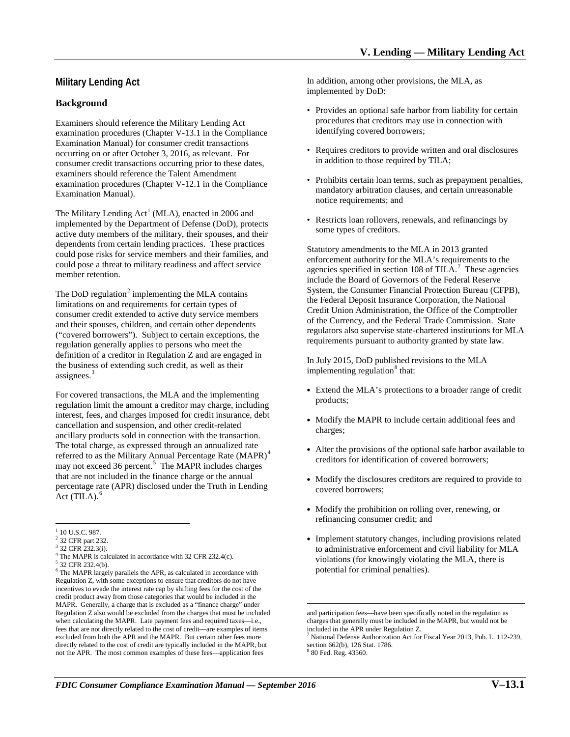## Military Lending Act

### Background

Examiners should reference the Military Lending Act examination procedures (Chapter V-13.1 in the Compliance Examination Manual) for consumer credit transactions occurring on or after October 3, 2016, as relevant. For consumer credit transactions occurring prior to these dates, examiners should reference the Talent Amendment examination procedures (Chapter V-12.1 in the Compliance Examination Manual).

The Military Lending Act[1] (MLA), enacted in 2006 and implemented by the Department of Defense (DoD), protects active duty members of the military, their spouses, and their dependents from certain lending practices. These practices could pose risks for service members and their families, and could pose a threat to military readiness and affect service member retention.

The DoD regulation[2] implementing the MLA contains limitations on and requirements for certain types of consumer credit extended to active duty service members and their spouses, children, and certain other dependents ("covered borrowers"). Subject to certain exceptions, the regulation generally applies to persons who meet the definition of a creditor in Regulation Z and are engaged in the business of extending such credit, as well as their assignees.[3]

For covered transactions, the MLA and the implementing regulation limit the amount a creditor may charge, including interest, fees, and charges imposed for credit insurance, debt cancellation and suspension, and other credit-related ancillary products sold in connection with the transaction. The total charge, as expressed through an annualized rate referred to as the Military Annual Percentage Rate (MAPR)[4] may not exceed 36 percent.[5] The MAPR includes charges that are not included in the finance charge or the annual percentage rate (APR) disclosed under the Truth in Lending Act (TILA).[6]

In addition, among other provisions, the MLA, as implemented by DoD:

- Provides an optional safe harbor from liability for certain procedures that creditors may use in connection with identifying covered borrowers;
- Requires creditors to provide written and oral disclosures in addition to those required by TILA;
- Prohibits certain loan terms, such as prepayment penalties, mandatory arbitration clauses, and certain unreasonable notice requirements; and
- Restricts loan rollovers, renewals, and refinancings by some types of creditors.

Statutory amendments to the MLA in 2013 granted enforcement authority for the MLA's requirements to the agencies specified in section 108 of TILA.[7] These agencies include the Board of Governors of the Federal Reserve System, the Consumer Financial Protection Bureau (CFPB), the Federal Deposit Insurance Corporation, the National Credit Union Administration, the Office of the Comptroller of the Currency, and the Federal Trade Commission. State regulators also supervise state-chartered institutions for MLA requirements pursuant to authority granted by state law.

In July 2015, DoD published revisions to the MLA implementing regulation[8] that:

- Extend the MLA's protections to a broader range of credit products;
- Modify the MAPR to include certain additional fees and charges;
- Alter the provisions of the optional safe harbor available to creditors for identification of covered borrowers;
- Modify the disclosures creditors are required to provide to covered borrowers;
- Modify the prohibition on rolling over, renewing, or refinancing consumer credit; and
- Implement statutory changes, including provisions related to administrative enforcement and civil liability for MLA violations (for knowingly violating the MLA, there is potential for criminal penalties).

---

[1] 10 U.S.C. 987.
[2] 32 CFR part 232.
[3] 32 CFR 232.3(i).
[4] The MAPR is calculated in accordance with 32 CFR 232.4(c).
[5] 32 CFR 232.4(b).
[6] The MAPR largely parallels the APR, as calculated in accordance with Regulation Z, with some exceptions to ensure that creditors do not have incentives to evade the interest rate cap by shifting fees for the cost of the credit product away from those categories that would be included in the MAPR. Generally, a charge that is excluded as a "finance charge" under Regulation Z also would be excluded from the charges that must be included when calculating the MAPR. Late payment fees and required taxes—i.e., fees that are not directly related to the cost of credit—are examples of items excluded from both the APR and the MAPR. But certain other fees more directly related to the cost of credit are typically included in the MAPR, but not the APR. The most common examples of these fees—application fees and participation fees—have been specifically noted in the regulation as charges that generally must be included in the MAPR, but would not be included in the APR under Regulation Z.
[7] National Defense Authorization Act for Fiscal Year 2013, Pub. L. 112-239, section 662(b), 126 Stat. 1786.
[8] 80 Fed. Reg. 43560.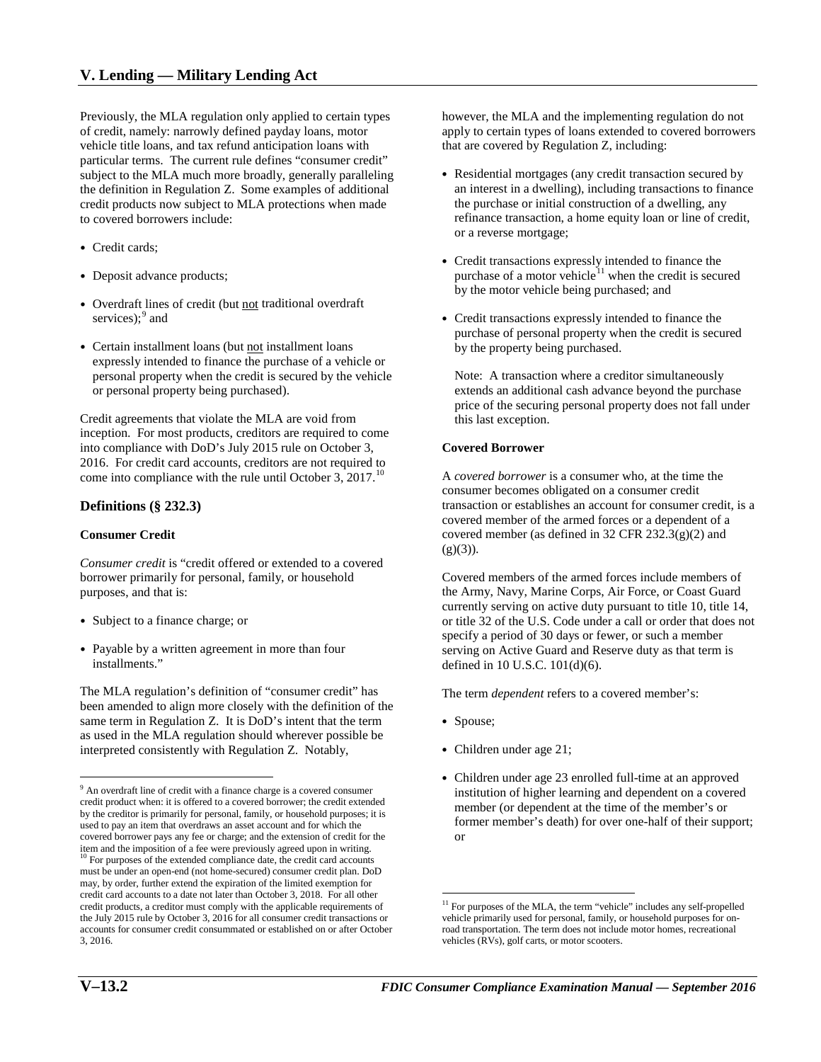Previously, the MLA regulation only applied to certain types of credit, namely: narrowly defined payday loans, motor vehicle title loans, and tax refund anticipation loans with particular terms. The current rule defines "consumer credit" subject to the MLA much more broadly, generally paralleling the definition in Regulation Z. Some examples of additional credit products now subject to MLA protections when made to covered borrowers include:

- Credit cards;
- Deposit advance products;
- Overdraft lines of credit (but not traditional overdraft services);[9] and
- Certain installment loans (but not installment loans expressly intended to finance the purchase of a vehicle or personal property when the credit is secured by the vehicle or personal property being purchased).

Credit agreements that violate the MLA are void from inception. For most products, creditors are required to come into compliance with DoD's July 2015 rule on October 3, 2016. For credit card accounts, creditors are not required to come into compliance with the rule until October 3, 2017.[10]

## Definitions (§ 232.3)

### Consumer Credit

*Consumer credit* is "credit offered or extended to a covered borrower primarily for personal, family, or household purposes, and that is:

- Subject to a finance charge; or
- Payable by a written agreement in more than four installments."

The MLA regulation's definition of "consumer credit" has been amended to align more closely with the definition of the same term in Regulation Z. It is DoD's intent that the term as used in the MLA regulation should wherever possible be interpreted consistently with Regulation Z. Notably, however, the MLA and the implementing regulation do not apply to certain types of loans extended to covered borrowers that are covered by Regulation Z, including:

- Residential mortgages (any credit transaction secured by an interest in a dwelling), including transactions to finance the purchase or initial construction of a dwelling, any refinance transaction, a home equity loan or line of credit, or a reverse mortgage;
- Credit transactions expressly intended to finance the purchase of a motor vehicle[11] when the credit is secured by the motor vehicle being purchased; and
- Credit transactions expressly intended to finance the purchase of personal property when the credit is secured by the property being purchased.

  Note: A transaction where a creditor simultaneously extends an additional cash advance beyond the purchase price of the securing personal property does not fall under this last exception.

### Covered Borrower

A *covered borrower* is a consumer who, at the time the consumer becomes obligated on a consumer credit transaction or establishes an account for consumer credit, is a covered member of the armed forces or a dependent of a covered member (as defined in 32 CFR 232.3(g)(2) and (g)(3)).

Covered members of the armed forces include members of the Army, Navy, Marine Corps, Air Force, or Coast Guard currently serving on active duty pursuant to title 10, title 14, or title 32 of the U.S. Code under a call or order that does not specify a period of 30 days or fewer, or such a member serving on Active Guard and Reserve duty as that term is defined in 10 U.S.C. 101(d)(6).

The term *dependent* refers to a covered member's:

- Spouse;
- Children under age 21;
- Children under age 23 enrolled full-time at an approved institution of higher learning and dependent on a covered member (or dependent at the time of the member's or former member's death) for over one-half of their support; or

---

[9] An overdraft line of credit with a finance charge is a covered consumer credit product when: it is offered to a covered borrower; the credit extended by the creditor is primarily for personal, family, or household purposes; it is used to pay an item that overdraws an asset account and for which the covered borrower pays any fee or charge; and the extension of credit for the item and the imposition of a fee were previously agreed upon in writing.

[10] For purposes of the extended compliance date, the credit card accounts must be under an open-end (not home-secured) consumer credit plan. DoD may, by order, further extend the expiration of the limited exemption for credit card accounts to a date not later than October 3, 2018. For all other credit products, a creditor must comply with the applicable requirements of the July 2015 rule by October 3, 2016 for all consumer credit transactions or accounts for consumer credit consummated or established on or after October 3, 2016.

[11] For purposes of the MLA, the term "vehicle" includes any self-propelled vehicle primarily used for personal, family, or household purposes for on-road transportation. The term does not include motor homes, recreational vehicles (RVs), golf carts, or motor scooters.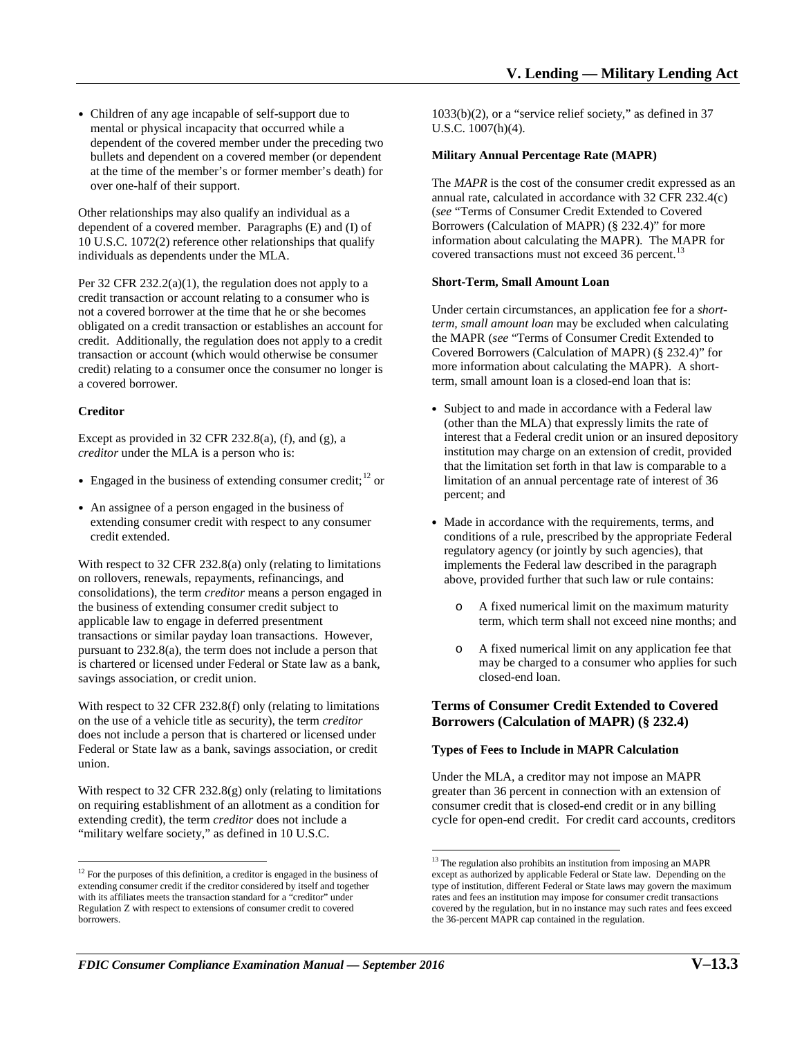- Children of any age incapable of self-support due to mental or physical incapacity that occurred while a dependent of the covered member under the preceding two bullets and dependent on a covered member (or dependent at the time of the member's or former member's death) for over one-half of their support.

Other relationships may also qualify an individual as a dependent of a covered member. Paragraphs (E) and (I) of 10 U.S.C. 1072(2) reference other relationships that qualify individuals as dependents under the MLA.

Per 32 CFR 232.2(a)(1), the regulation does not apply to a credit transaction or account relating to a consumer who is not a covered borrower at the time that he or she becomes obligated on a credit transaction or establishes an account for credit. Additionally, the regulation does not apply to a credit transaction or account (which would otherwise be consumer credit) relating to a consumer once the consumer no longer is a covered borrower.

**Creditor**

Except as provided in 32 CFR 232.8(a), (f), and (g), a *creditor* under the MLA is a person who is:

- Engaged in the business of extending consumer credit;[12] or
- An assignee of a person engaged in the business of extending consumer credit with respect to any consumer credit extended.

With respect to 32 CFR 232.8(a) only (relating to limitations on rollovers, renewals, repayments, refinancings, and consolidations), the term *creditor* means a person engaged in the business of extending consumer credit subject to applicable law to engage in deferred presentment transactions or similar payday loan transactions. However, pursuant to 232.8(a), the term does not include a person that is chartered or licensed under Federal or State law as a bank, savings association, or credit union.

With respect to 32 CFR 232.8(f) only (relating to limitations on the use of a vehicle title as security), the term *creditor* does not include a person that is chartered or licensed under Federal or State law as a bank, savings association, or credit union.

With respect to 32 CFR 232.8(g) only (relating to limitations on requiring establishment of an allotment as a condition for extending credit), the term *creditor* does not include a "military welfare society," as defined in 10 U.S.C. 1033(b)(2), or a "service relief society," as defined in 37 U.S.C. 1007(h)(4).

**Military Annual Percentage Rate (MAPR)**

The *MAPR* is the cost of the consumer credit expressed as an annual rate, calculated in accordance with 32 CFR 232.4(c) (*see* "Terms of Consumer Credit Extended to Covered Borrowers (Calculation of MAPR) (§ 232.4)" for more information about calculating the MAPR). The MAPR for covered transactions must not exceed 36 percent.[13]

**Short-Term, Small Amount Loan**

Under certain circumstances, an application fee for a *short-term, small amount loan* may be excluded when calculating the MAPR (*see* "Terms of Consumer Credit Extended to Covered Borrowers (Calculation of MAPR) (§ 232.4)" for more information about calculating the MAPR). A short-term, small amount loan is a closed-end loan that is:

- Subject to and made in accordance with a Federal law (other than the MLA) that expressly limits the rate of interest that a Federal credit union or an insured depository institution may charge on an extension of credit, provided that the limitation set forth in that law is comparable to a limitation of an annual percentage rate of interest of 36 percent; and
- Made in accordance with the requirements, terms, and conditions of a rule, prescribed by the appropriate Federal regulatory agency (or jointly by such agencies), that implements the Federal law described in the paragraph above, provided further that such law or rule contains:
  - A fixed numerical limit on the maximum maturity term, which term shall not exceed nine months; and
  - A fixed numerical limit on any application fee that may be charged to a consumer who applies for such closed-end loan.

## Terms of Consumer Credit Extended to Covered Borrowers (Calculation of MAPR) (§ 232.4)

**Types of Fees to Include in MAPR Calculation**

Under the MLA, a creditor may not impose an MAPR greater than 36 percent in connection with an extension of consumer credit that is closed-end credit or in any billing cycle for open-end credit. For credit card accounts, creditors

[12] For the purposes of this definition, a creditor is engaged in the business of extending consumer credit if the creditor considered by itself and together with its affiliates meets the transaction standard for a "creditor" under Regulation Z with respect to extensions of consumer credit to covered borrowers.

[13] The regulation also prohibits an institution from imposing an MAPR except as authorized by applicable Federal or State law. Depending on the type of institution, different Federal or State laws may govern the maximum rates and fees an institution may impose for consumer credit transactions covered by the regulation, but in no instance may such rates and fees exceed the 36-percent MAPR cap contained in the regulation.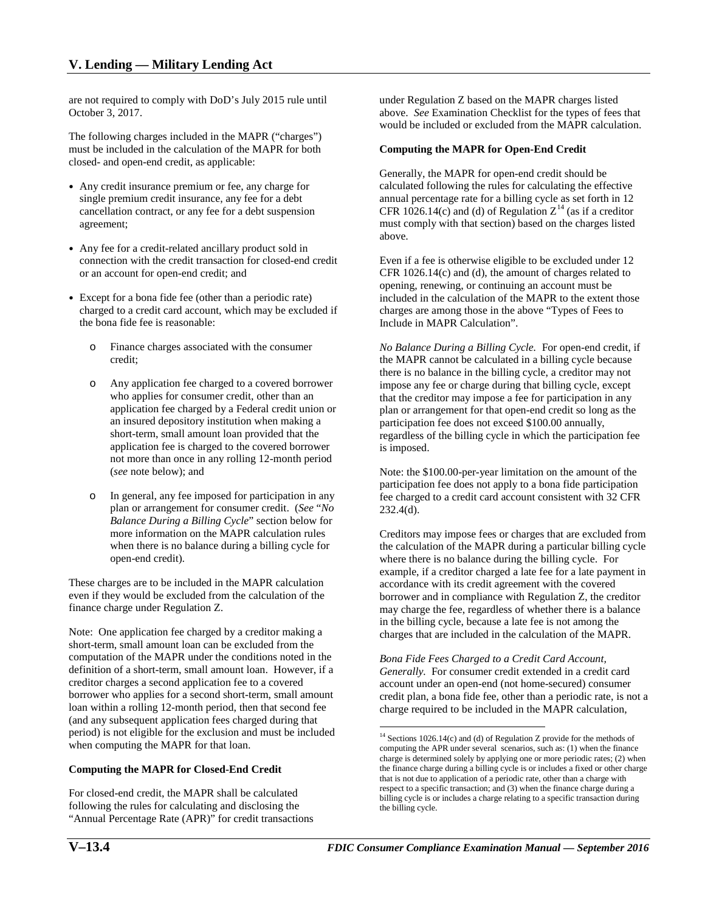are not required to comply with DoD's July 2015 rule until October 3, 2017.

The following charges included in the MAPR ("charges") must be included in the calculation of the MAPR for both closed- and open-end credit, as applicable:

- Any credit insurance premium or fee, any charge for single premium credit insurance, any fee for a debt cancellation contract, or any fee for a debt suspension agreement;
- Any fee for a credit-related ancillary product sold in connection with the credit transaction for closed-end credit or an account for open-end credit; and
- Except for a bona fide fee (other than a periodic rate) charged to a credit card account, which may be excluded if the bona fide fee is reasonable:
  - Finance charges associated with the consumer credit;
  - Any application fee charged to a covered borrower who applies for consumer credit, other than an application fee charged by a Federal credit union or an insured depository institution when making a short-term, small amount loan provided that the application fee is charged to the covered borrower not more than once in any rolling 12-month period (*see* note below); and
  - In general, any fee imposed for participation in any plan or arrangement for consumer credit. (*See* "*No Balance During a Billing Cycle*" section below for more information on the MAPR calculation rules when there is no balance during a billing cycle for open-end credit).

These charges are to be included in the MAPR calculation even if they would be excluded from the calculation of the finance charge under Regulation Z.

Note: One application fee charged by a creditor making a short-term, small amount loan can be excluded from the computation of the MAPR under the conditions noted in the definition of a short-term, small amount loan. However, if a creditor charges a second application fee to a covered borrower who applies for a second short-term, small amount loan within a rolling 12-month period, then that second fee (and any subsequent application fees charged during that period) is not eligible for the exclusion and must be included when computing the MAPR for that loan.

**Computing the MAPR for Closed-End Credit**

For closed-end credit, the MAPR shall be calculated following the rules for calculating and disclosing the "Annual Percentage Rate (APR)" for credit transactions under Regulation Z based on the MAPR charges listed above. *See* Examination Checklist for the types of fees that would be included or excluded from the MAPR calculation.

**Computing the MAPR for Open-End Credit**

Generally, the MAPR for open-end credit should be calculated following the rules for calculating the effective annual percentage rate for a billing cycle as set forth in 12 CFR 1026.14(c) and (d) of Regulation Z[14] (as if a creditor must comply with that section) based on the charges listed above.

Even if a fee is otherwise eligible to be excluded under 12 CFR 1026.14(c) and (d), the amount of charges related to opening, renewing, or continuing an account must be included in the calculation of the MAPR to the extent those charges are among those in the above "Types of Fees to Include in MAPR Calculation".

*No Balance During a Billing Cycle.* For open-end credit, if the MAPR cannot be calculated in a billing cycle because there is no balance in the billing cycle, a creditor may not impose any fee or charge during that billing cycle, except that the creditor may impose a fee for participation in any plan or arrangement for that open-end credit so long as the participation fee does not exceed $100.00 annually, regardless of the billing cycle in which the participation fee is imposed.

Note: the $100.00-per-year limitation on the amount of the participation fee does not apply to a bona fide participation fee charged to a credit card account consistent with 32 CFR 232.4(d).

Creditors may impose fees or charges that are excluded from the calculation of the MAPR during a particular billing cycle where there is no balance during the billing cycle. For example, if a creditor charged a late fee for a late payment in accordance with its credit agreement with the covered borrower and in compliance with Regulation Z, the creditor may charge the fee, regardless of whether there is a balance in the billing cycle, because a late fee is not among the charges that are included in the calculation of the MAPR.

*Bona Fide Fees Charged to a Credit Card Account, Generally.* For consumer credit extended in a credit card account under an open-end (not home-secured) consumer credit plan, a bona fide fee, other than a periodic rate, is not a charge required to be included in the MAPR calculation,

---

[14] Sections 1026.14(c) and (d) of Regulation Z provide for the methods of computing the APR under several scenarios, such as: (1) when the finance charge is determined solely by applying one or more periodic rates; (2) when the finance charge during a billing cycle is or includes a fixed or other charge that is not due to application of a periodic rate, other than a charge with respect to a specific transaction; and (3) when the finance charge during a billing cycle is or includes a charge relating to a specific transaction during the billing cycle.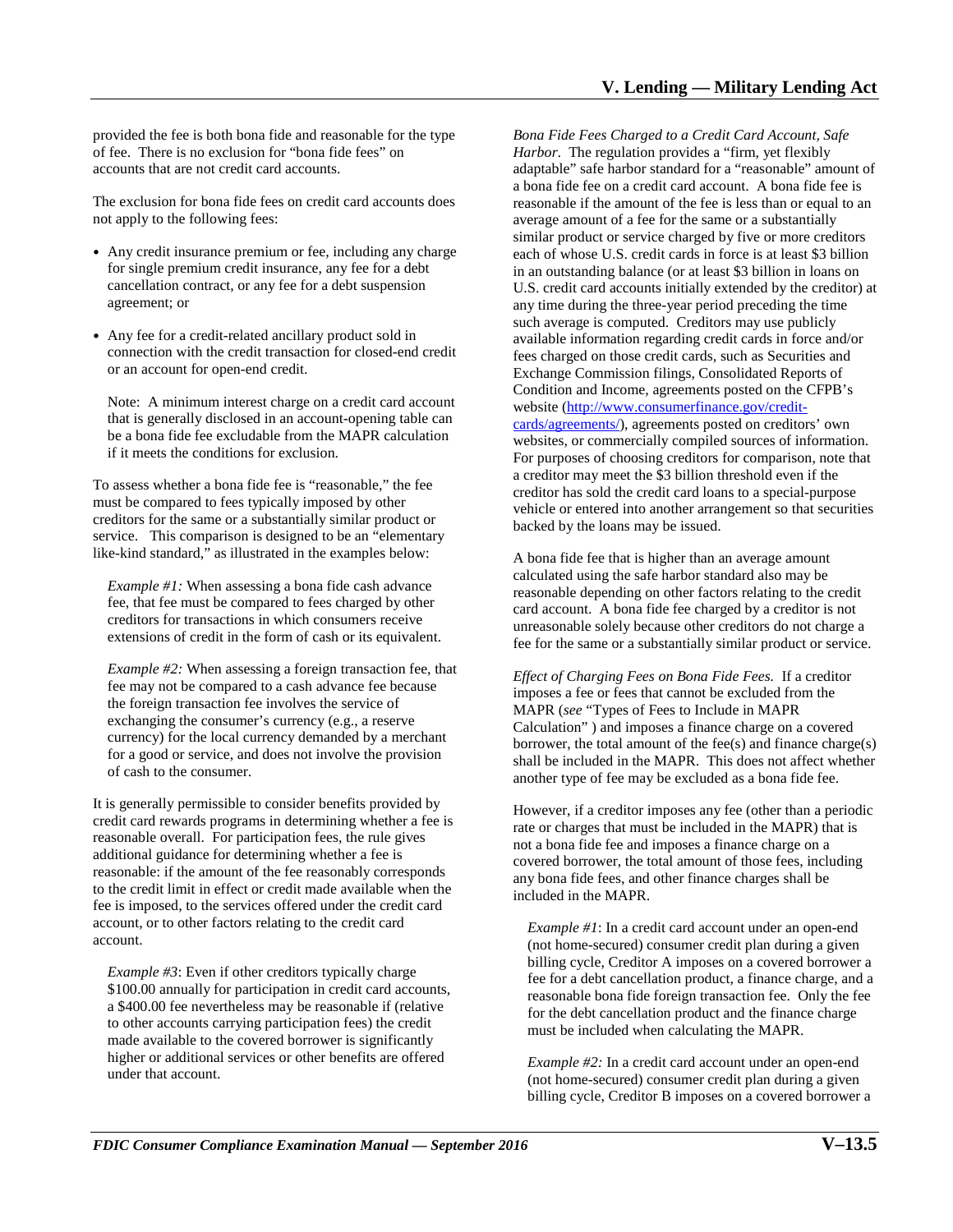provided the fee is both bona fide and reasonable for the type of fee. There is no exclusion for "bona fide fees" on accounts that are not credit card accounts.

The exclusion for bona fide fees on credit card accounts does not apply to the following fees:

- Any credit insurance premium or fee, including any charge for single premium credit insurance, any fee for a debt cancellation contract, or any fee for a debt suspension agreement; or
- Any fee for a credit-related ancillary product sold in connection with the credit transaction for closed-end credit or an account for open-end credit.

  Note: A minimum interest charge on a credit card account that is generally disclosed in an account-opening table can be a bona fide fee excludable from the MAPR calculation if it meets the conditions for exclusion.

To assess whether a bona fide fee is "reasonable," the fee must be compared to fees typically imposed by other creditors for the same or a substantially similar product or service. This comparison is designed to be an "elementary like-kind standard," as illustrated in the examples below:

> *Example #1:* When assessing a bona fide cash advance fee, that fee must be compared to fees charged by other creditors for transactions in which consumers receive extensions of credit in the form of cash or its equivalent.

> *Example #2:* When assessing a foreign transaction fee, that fee may not be compared to a cash advance fee because the foreign transaction fee involves the service of exchanging the consumer's currency (e.g., a reserve currency) for the local currency demanded by a merchant for a good or service, and does not involve the provision of cash to the consumer.

It is generally permissible to consider benefits provided by credit card rewards programs in determining whether a fee is reasonable overall. For participation fees, the rule gives additional guidance for determining whether a fee is reasonable: if the amount of the fee reasonably corresponds to the credit limit in effect or credit made available when the fee is imposed, to the services offered under the credit card account, or to other factors relating to the credit card account.

> *Example #3*: Even if other creditors typically charge $100.00 annually for participation in credit card accounts, a $400.00 fee nevertheless may be reasonable if (relative to other accounts carrying participation fees) the credit made available to the covered borrower is significantly higher or additional services or other benefits are offered under that account.

*Bona Fide Fees Charged to a Credit Card Account, Safe Harbor*. The regulation provides a "firm, yet flexibly adaptable" safe harbor standard for a "reasonable" amount of a bona fide fee on a credit card account. A bona fide fee is reasonable if the amount of the fee is less than or equal to an average amount of a fee for the same or a substantially similar product or service charged by five or more creditors each of whose U.S. credit cards in force is at least $3 billion in an outstanding balance (or at least $3 billion in loans on U.S. credit card accounts initially extended by the creditor) at any time during the three-year period preceding the time such average is computed. Creditors may use publicly available information regarding credit cards in force and/or fees charged on those credit cards, such as Securities and Exchange Commission filings, Consolidated Reports of Condition and Income, agreements posted on the CFPB's website (http://www.consumerfinance.gov/credit-cards/agreements/), agreements posted on creditors' own websites, or commercially compiled sources of information. For purposes of choosing creditors for comparison, note that a creditor may meet the $3 billion threshold even if the creditor has sold the credit card loans to a special-purpose vehicle or entered into another arrangement so that securities backed by the loans may be issued.

A bona fide fee that is higher than an average amount calculated using the safe harbor standard also may be reasonable depending on other factors relating to the credit card account. A bona fide fee charged by a creditor is not unreasonable solely because other creditors do not charge a fee for the same or a substantially similar product or service.

*Effect of Charging Fees on Bona Fide Fees.* If a creditor imposes a fee or fees that cannot be excluded from the MAPR (*see* "Types of Fees to Include in MAPR Calculation" ) and imposes a finance charge on a covered borrower, the total amount of the fee(s) and finance charge(s) shall be included in the MAPR. This does not affect whether another type of fee may be excluded as a bona fide fee.

However, if a creditor imposes any fee (other than a periodic rate or charges that must be included in the MAPR) that is not a bona fide fee and imposes a finance charge on a covered borrower, the total amount of those fees, including any bona fide fees, and other finance charges shall be included in the MAPR.

> *Example #1*: In a credit card account under an open-end (not home-secured) consumer credit plan during a given billing cycle, Creditor A imposes on a covered borrower a fee for a debt cancellation product, a finance charge, and a reasonable bona fide foreign transaction fee. Only the fee for the debt cancellation product and the finance charge must be included when calculating the MAPR.

> *Example #2:* In a credit card account under an open-end (not home-secured) consumer credit plan during a given billing cycle, Creditor B imposes on a covered borrower a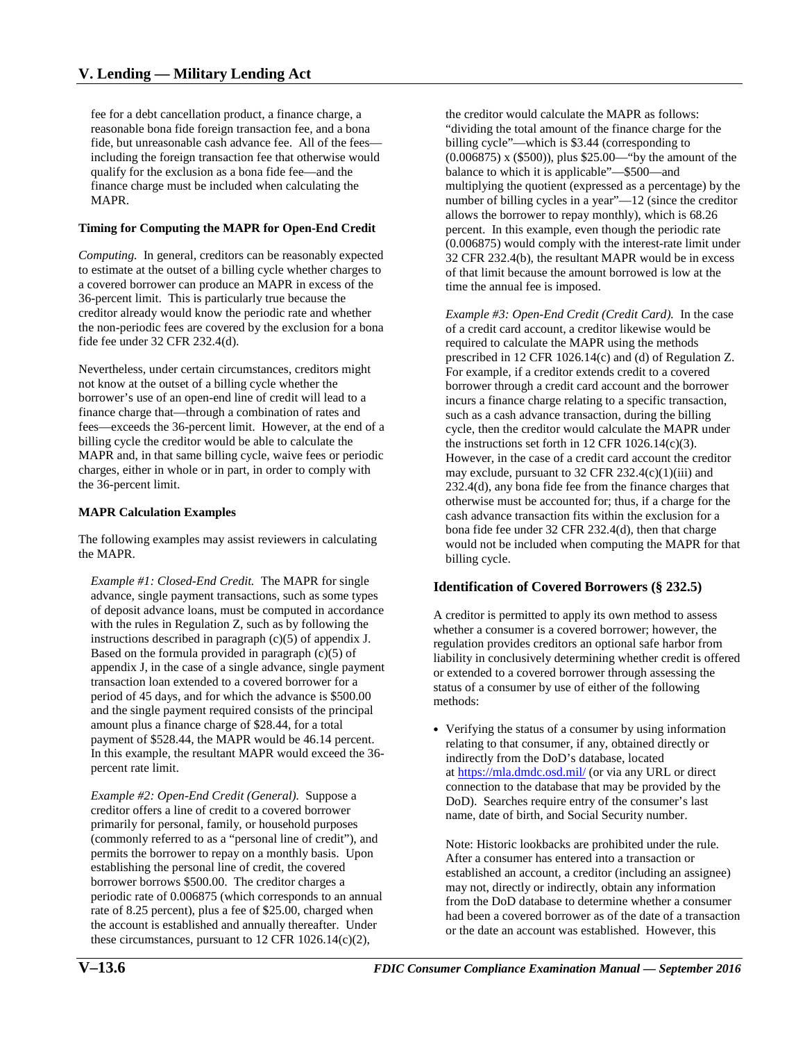fee for a debt cancellation product, a finance charge, a reasonable bona fide foreign transaction fee, and a bona fide, but unreasonable cash advance fee. All of the fees—including the foreign transaction fee that otherwise would qualify for the exclusion as a bona fide fee—and the finance charge must be included when calculating the MAPR.

**Timing for Computing the MAPR for Open-End Credit**

*Computing.* In general, creditors can be reasonably expected to estimate at the outset of a billing cycle whether charges to a covered borrower can produce an MAPR in excess of the 36-percent limit. This is particularly true because the creditor already would know the periodic rate and whether the non-periodic fees are covered by the exclusion for a bona fide fee under 32 CFR 232.4(d).

Nevertheless, under certain circumstances, creditors might not know at the outset of a billing cycle whether the borrower's use of an open-end line of credit will lead to a finance charge that—through a combination of rates and fees—exceeds the 36-percent limit. However, at the end of a billing cycle the creditor would be able to calculate the MAPR and, in that same billing cycle, waive fees or periodic charges, either in whole or in part, in order to comply with the 36-percent limit.

**MAPR Calculation Examples**

The following examples may assist reviewers in calculating the MAPR.

*Example #1: Closed-End Credit.* The MAPR for single advance, single payment transactions, such as some types of deposit advance loans, must be computed in accordance with the rules in Regulation Z, such as by following the instructions described in paragraph (c)(5) of appendix J. Based on the formula provided in paragraph (c)(5) of appendix J, in the case of a single advance, single payment transaction loan extended to a covered borrower for a period of 45 days, and for which the advance is $500.00 and the single payment required consists of the principal amount plus a finance charge of $28.44, for a total payment of $528.44, the MAPR would be 46.14 percent. In this example, the resultant MAPR would exceed the 36-percent rate limit.

*Example #2: Open-End Credit (General).* Suppose a creditor offers a line of credit to a covered borrower primarily for personal, family, or household purposes (commonly referred to as a "personal line of credit"), and permits the borrower to repay on a monthly basis. Upon establishing the personal line of credit, the covered borrower borrows $500.00. The creditor charges a periodic rate of 0.006875 (which corresponds to an annual rate of 8.25 percent), plus a fee of $25.00, charged when the account is established and annually thereafter. Under these circumstances, pursuant to 12 CFR 1026.14(c)(2), the creditor would calculate the MAPR as follows: "dividing the total amount of the finance charge for the billing cycle"—which is $3.44 (corresponding to (0.006875) x ($500)), plus $25.00—"by the amount of the balance to which it is applicable"—$500—and multiplying the quotient (expressed as a percentage) by the number of billing cycles in a year"—12 (since the creditor allows the borrower to repay monthly), which is 68.26 percent. In this example, even though the periodic rate (0.006875) would comply with the interest-rate limit under 32 CFR 232.4(b), the resultant MAPR would be in excess of that limit because the amount borrowed is low at the time the annual fee is imposed.

*Example #3: Open-End Credit (Credit Card).* In the case of a credit card account, a creditor likewise would be required to calculate the MAPR using the methods prescribed in 12 CFR 1026.14(c) and (d) of Regulation Z. For example, if a creditor extends credit to a covered borrower through a credit card account and the borrower incurs a finance charge relating to a specific transaction, such as a cash advance transaction, during the billing cycle, then the creditor would calculate the MAPR under the instructions set forth in 12 CFR 1026.14(c)(3). However, in the case of a credit card account the creditor may exclude, pursuant to 32 CFR 232.4(c)(1)(iii) and 232.4(d), any bona fide fee from the finance charges that otherwise must be accounted for; thus, if a charge for the cash advance transaction fits within the exclusion for a bona fide fee under 32 CFR 232.4(d), then that charge would not be included when computing the MAPR for that billing cycle.

## Identification of Covered Borrowers (§ 232.5)

A creditor is permitted to apply its own method to assess whether a consumer is a covered borrower; however, the regulation provides creditors an optional safe harbor from liability in conclusively determining whether credit is offered or extended to a covered borrower through assessing the status of a consumer by use of either of the following methods:

- Verifying the status of a consumer by using information relating to that consumer, if any, obtained directly or indirectly from the DoD's database, located at https://mla.dmdc.osd.mil/ (or via any URL or direct connection to the database that may be provided by the DoD). Searches require entry of the consumer's last name, date of birth, and Social Security number.

  Note: Historic lookbacks are prohibited under the rule. After a consumer has entered into a transaction or established an account, a creditor (including an assignee) may not, directly or indirectly, obtain any information from the DoD database to determine whether a consumer had been a covered borrower as of the date of a transaction or the date an account was established. However, this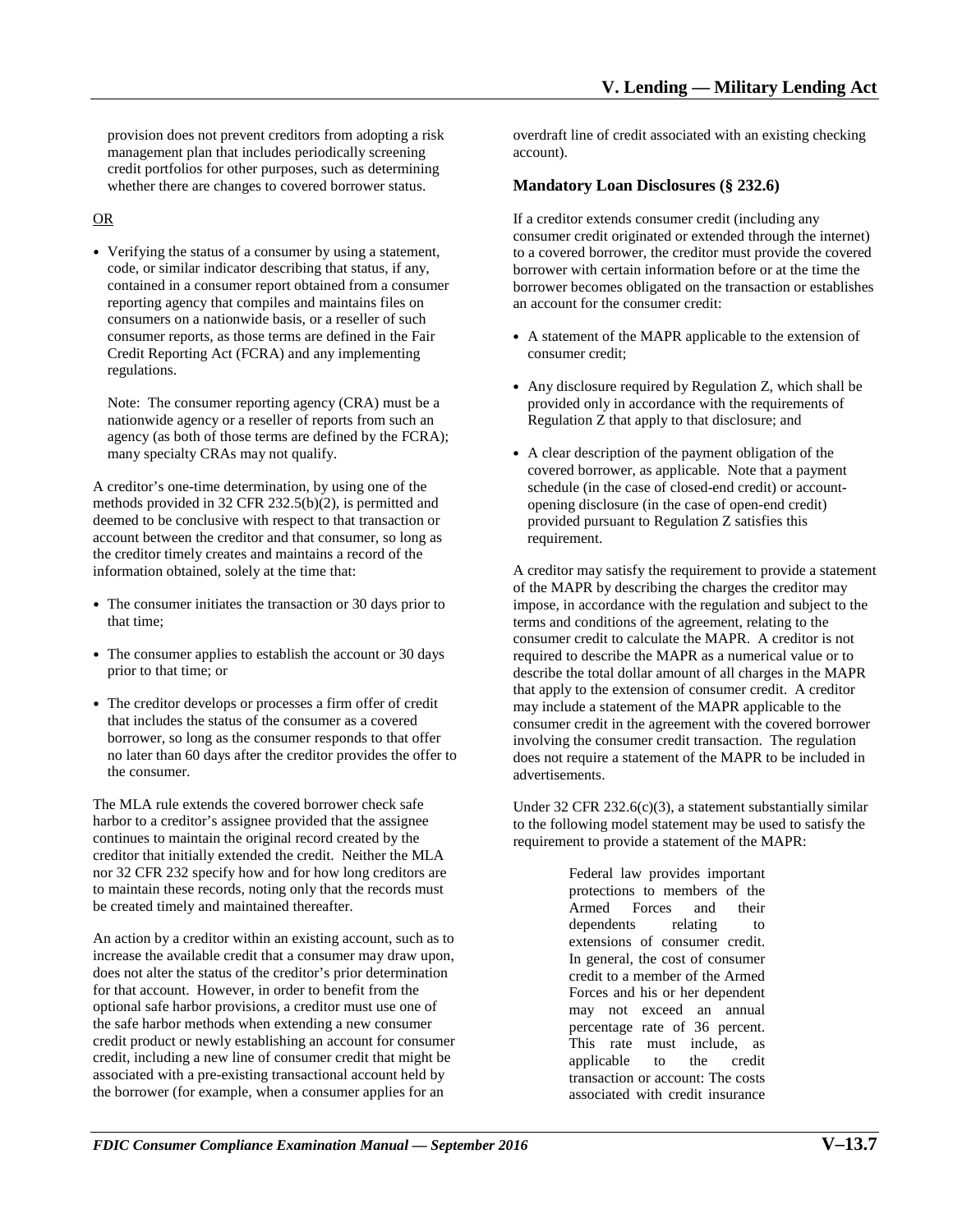provision does not prevent creditors from adopting a risk management plan that includes periodically screening credit portfolios for other purposes, such as determining whether there are changes to covered borrower status.

OR

- Verifying the status of a consumer by using a statement, code, or similar indicator describing that status, if any, contained in a consumer report obtained from a consumer reporting agency that compiles and maintains files on consumers on a nationwide basis, or a reseller of such consumer reports, as those terms are defined in the Fair Credit Reporting Act (FCRA) and any implementing regulations.

  Note: The consumer reporting agency (CRA) must be a nationwide agency or a reseller of reports from such an agency (as both of those terms are defined by the FCRA); many specialty CRAs may not qualify.

A creditor's one-time determination, by using one of the methods provided in 32 CFR 232.5(b)(2), is permitted and deemed to be conclusive with respect to that transaction or account between the creditor and that consumer, so long as the creditor timely creates and maintains a record of the information obtained, solely at the time that:

- The consumer initiates the transaction or 30 days prior to that time;
- The consumer applies to establish the account or 30 days prior to that time; or
- The creditor develops or processes a firm offer of credit that includes the status of the consumer as a covered borrower, so long as the consumer responds to that offer no later than 60 days after the creditor provides the offer to the consumer.

The MLA rule extends the covered borrower check safe harbor to a creditor's assignee provided that the assignee continues to maintain the original record created by the creditor that initially extended the credit. Neither the MLA nor 32 CFR 232 specify how and for how long creditors are to maintain these records, noting only that the records must be created timely and maintained thereafter.

An action by a creditor within an existing account, such as to increase the available credit that a consumer may draw upon, does not alter the status of the creditor's prior determination for that account. However, in order to benefit from the optional safe harbor provisions, a creditor must use one of the safe harbor methods when extending a new consumer credit product or newly establishing an account for consumer credit, including a new line of consumer credit that might be associated with a pre-existing transactional account held by the borrower (for example, when a consumer applies for an overdraft line of credit associated with an existing checking account).

### Mandatory Loan Disclosures (§ 232.6)

If a creditor extends consumer credit (including any consumer credit originated or extended through the internet) to a covered borrower, the creditor must provide the covered borrower with certain information before or at the time the borrower becomes obligated on the transaction or establishes an account for the consumer credit:

- A statement of the MAPR applicable to the extension of consumer credit;
- Any disclosure required by Regulation Z, which shall be provided only in accordance with the requirements of Regulation Z that apply to that disclosure; and
- A clear description of the payment obligation of the covered borrower, as applicable. Note that a payment schedule (in the case of closed-end credit) or account-opening disclosure (in the case of open-end credit) provided pursuant to Regulation Z satisfies this requirement.

A creditor may satisfy the requirement to provide a statement of the MAPR by describing the charges the creditor may impose, in accordance with the regulation and subject to the terms and conditions of the agreement, relating to the consumer credit to calculate the MAPR. A creditor is not required to describe the MAPR as a numerical value or to describe the total dollar amount of all charges in the MAPR that apply to the extension of consumer credit. A creditor may include a statement of the MAPR applicable to the consumer credit in the agreement with the covered borrower involving the consumer credit transaction. The regulation does not require a statement of the MAPR to be included in advertisements.

Under 32 CFR 232.6(c)(3), a statement substantially similar to the following model statement may be used to satisfy the requirement to provide a statement of the MAPR:

> Federal law provides important protections to members of the Armed Forces and their dependents relating to extensions of consumer credit. In general, the cost of consumer credit to a member of the Armed Forces and his or her dependent may not exceed an annual percentage rate of 36 percent. This rate must include, as applicable to the credit transaction or account: The costs associated with credit insurance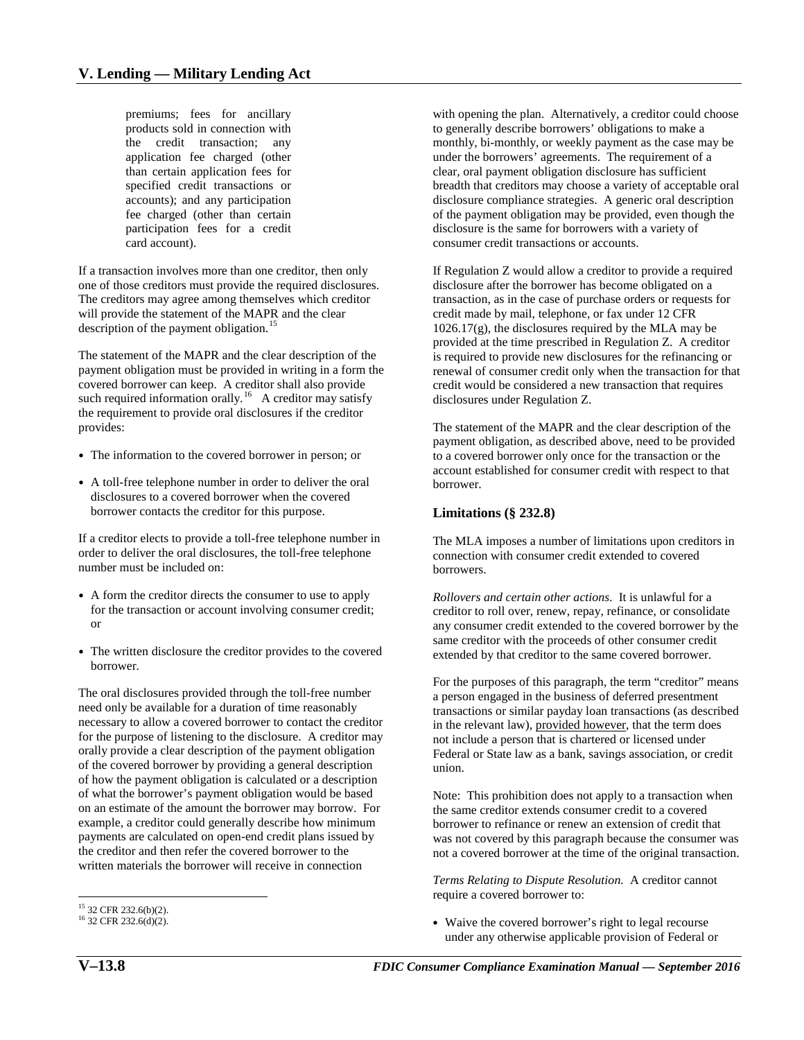premiums; fees for ancillary products sold in connection with the credit transaction; any application fee charged (other than certain application fees for specified credit transactions or accounts); and any participation fee charged (other than certain participation fees for a credit card account).

If a transaction involves more than one creditor, then only one of those creditors must provide the required disclosures. The creditors may agree among themselves which creditor will provide the statement of the MAPR and the clear description of the payment obligation.[15]

The statement of the MAPR and the clear description of the payment obligation must be provided in writing in a form the covered borrower can keep. A creditor shall also provide such required information orally.[16] A creditor may satisfy the requirement to provide oral disclosures if the creditor provides:

- The information to the covered borrower in person; or
- A toll-free telephone number in order to deliver the oral disclosures to a covered borrower when the covered borrower contacts the creditor for this purpose.

If a creditor elects to provide a toll-free telephone number in order to deliver the oral disclosures, the toll-free telephone number must be included on:

- A form the creditor directs the consumer to use to apply for the transaction or account involving consumer credit; or
- The written disclosure the creditor provides to the covered borrower.

The oral disclosures provided through the toll-free number need only be available for a duration of time reasonably necessary to allow a covered borrower to contact the creditor for the purpose of listening to the disclosure. A creditor may orally provide a clear description of the payment obligation of the covered borrower by providing a general description of how the payment obligation is calculated or a description of what the borrower's payment obligation would be based on an estimate of the amount the borrower may borrow. For example, a creditor could generally describe how minimum payments are calculated on open-end credit plans issued by the creditor and then refer the covered borrower to the written materials the borrower will receive in connection with opening the plan. Alternatively, a creditor could choose to generally describe borrowers' obligations to make a monthly, bi-monthly, or weekly payment as the case may be under the borrowers' agreements. The requirement of a clear, oral payment obligation disclosure has sufficient breadth that creditors may choose a variety of acceptable oral disclosure compliance strategies. A generic oral description of the payment obligation may be provided, even though the disclosure is the same for borrowers with a variety of consumer credit transactions or accounts.

If Regulation Z would allow a creditor to provide a required disclosure after the borrower has become obligated on a transaction, as in the case of purchase orders or requests for credit made by mail, telephone, or fax under 12 CFR 1026.17(g), the disclosures required by the MLA may be provided at the time prescribed in Regulation Z. A creditor is required to provide new disclosures for the refinancing or renewal of consumer credit only when the transaction for that credit would be considered a new transaction that requires disclosures under Regulation Z.

The statement of the MAPR and the clear description of the payment obligation, as described above, need to be provided to a covered borrower only once for the transaction or the account established for consumer credit with respect to that borrower.

### Limitations (§ 232.8)

The MLA imposes a number of limitations upon creditors in connection with consumer credit extended to covered borrowers.

*Rollovers and certain other actions.* It is unlawful for a creditor to roll over, renew, repay, refinance, or consolidate any consumer credit extended to the covered borrower by the same creditor with the proceeds of other consumer credit extended by that creditor to the same covered borrower.

For the purposes of this paragraph, the term "creditor" means a person engaged in the business of deferred presentment transactions or similar payday loan transactions (as described in the relevant law), provided however, that the term does not include a person that is chartered or licensed under Federal or State law as a bank, savings association, or credit union.

Note: This prohibition does not apply to a transaction when the same creditor extends consumer credit to a covered borrower to refinance or renew an extension of credit that was not covered by this paragraph because the consumer was not a covered borrower at the time of the original transaction.

*Terms Relating to Dispute Resolution.* A creditor cannot require a covered borrower to:

- Waive the covered borrower's right to legal recourse under any otherwise applicable provision of Federal or

[15] 32 CFR 232.6(b)(2).
[16] 32 CFR 232.6(d)(2).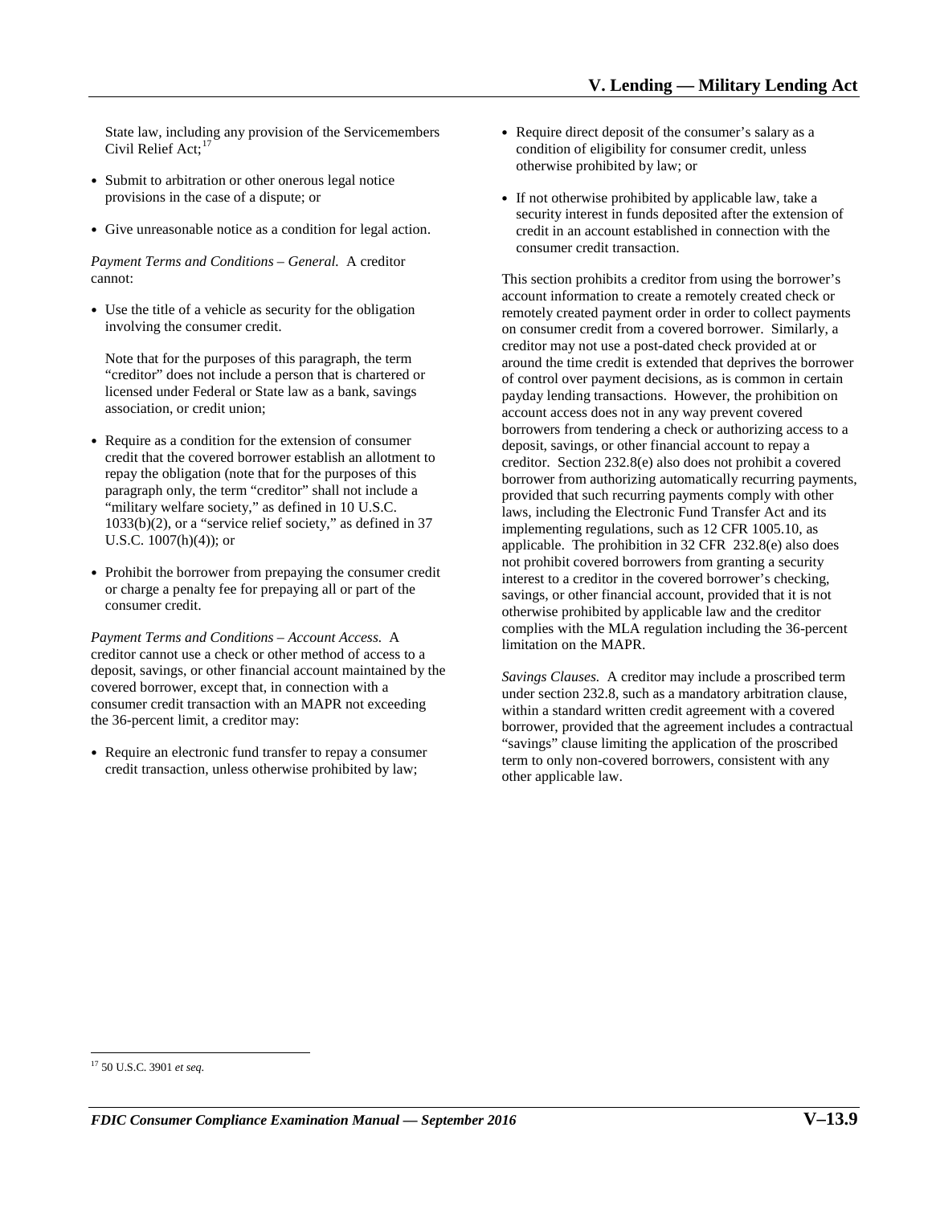State law, including any provision of the Servicemembers Civil Relief Act;[17]

- Submit to arbitration or other onerous legal notice provisions in the case of a dispute; or
- Give unreasonable notice as a condition for legal action.

*Payment Terms and Conditions – General.* A creditor cannot:

- Use the title of a vehicle as security for the obligation involving the consumer credit.

  Note that for the purposes of this paragraph, the term "creditor" does not include a person that is chartered or licensed under Federal or State law as a bank, savings association, or credit union;

- Require as a condition for the extension of consumer credit that the covered borrower establish an allotment to repay the obligation (note that for the purposes of this paragraph only, the term "creditor" shall not include a "military welfare society," as defined in 10 U.S.C. 1033(b)(2), or a "service relief society," as defined in 37 U.S.C. 1007(h)(4)); or
- Prohibit the borrower from prepaying the consumer credit or charge a penalty fee for prepaying all or part of the consumer credit.

*Payment Terms and Conditions – Account Access.* A creditor cannot use a check or other method of access to a deposit, savings, or other financial account maintained by the covered borrower, except that, in connection with a consumer credit transaction with an MAPR not exceeding the 36-percent limit, a creditor may:

- Require an electronic fund transfer to repay a consumer credit transaction, unless otherwise prohibited by law;
- Require direct deposit of the consumer's salary as a condition of eligibility for consumer credit, unless otherwise prohibited by law; or
- If not otherwise prohibited by applicable law, take a security interest in funds deposited after the extension of credit in an account established in connection with the consumer credit transaction.

This section prohibits a creditor from using the borrower's account information to create a remotely created check or remotely created payment order in order to collect payments on consumer credit from a covered borrower. Similarly, a creditor may not use a post-dated check provided at or around the time credit is extended that deprives the borrower of control over payment decisions, as is common in certain payday lending transactions. However, the prohibition on account access does not in any way prevent covered borrowers from tendering a check or authorizing access to a deposit, savings, or other financial account to repay a creditor. Section 232.8(e) also does not prohibit a covered borrower from authorizing automatically recurring payments, provided that such recurring payments comply with other laws, including the Electronic Fund Transfer Act and its implementing regulations, such as 12 CFR 1005.10, as applicable. The prohibition in 32 CFR 232.8(e) also does not prohibit covered borrowers from granting a security interest to a creditor in the covered borrower's checking, savings, or other financial account, provided that it is not otherwise prohibited by applicable law and the creditor complies with the MLA regulation including the 36-percent limitation on the MAPR.

*Savings Clauses.* A creditor may include a proscribed term under section 232.8, such as a mandatory arbitration clause, within a standard written credit agreement with a covered borrower, provided that the agreement includes a contractual "savings" clause limiting the application of the proscribed term to only non-covered borrowers, consistent with any other applicable law.

[17] 50 U.S.C. 3901 *et seq.*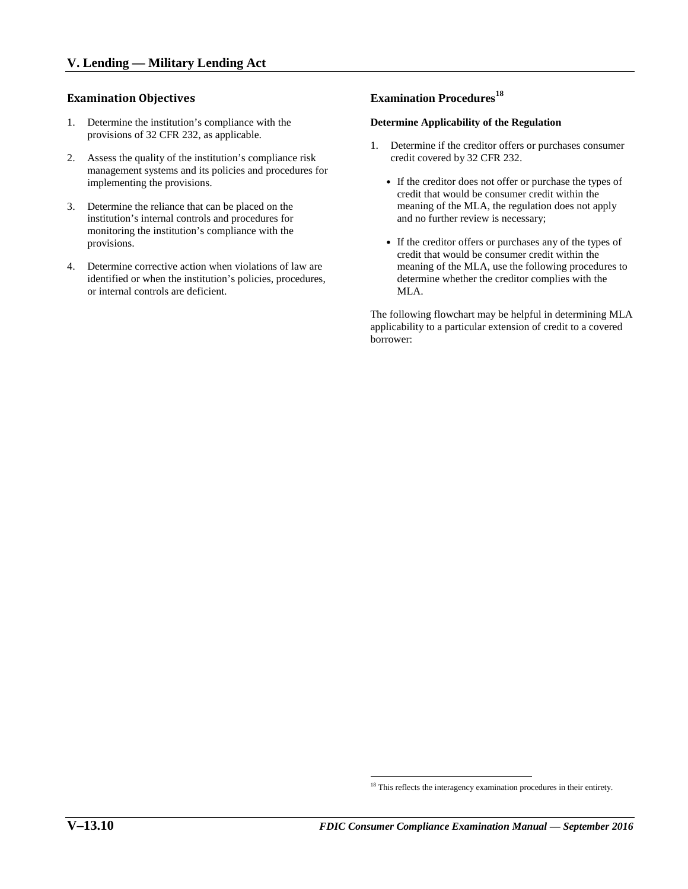## Examination Objectives

1. Determine the institution's compliance with the provisions of 32 CFR 232, as applicable.

2. Assess the quality of the institution's compliance risk management systems and its policies and procedures for implementing the provisions.

3. Determine the reliance that can be placed on the institution's internal controls and procedures for monitoring the institution's compliance with the provisions.

4. Determine corrective action when violations of law are identified or when the institution's policies, procedures, or internal controls are deficient.

## Examination Procedures[18]

**Determine Applicability of the Regulation**

1. Determine if the creditor offers or purchases consumer credit covered by 32 CFR 232.

   - If the creditor does not offer or purchase the types of credit that would be consumer credit within the meaning of the MLA, the regulation does not apply and no further review is necessary;

   - If the creditor offers or purchases any of the types of credit that would be consumer credit within the meaning of the MLA, use the following procedures to determine whether the creditor complies with the MLA.

The following flowchart may be helpful in determining MLA applicability to a particular extension of credit to a covered borrower:

[18] This reflects the interagency examination procedures in their entirety.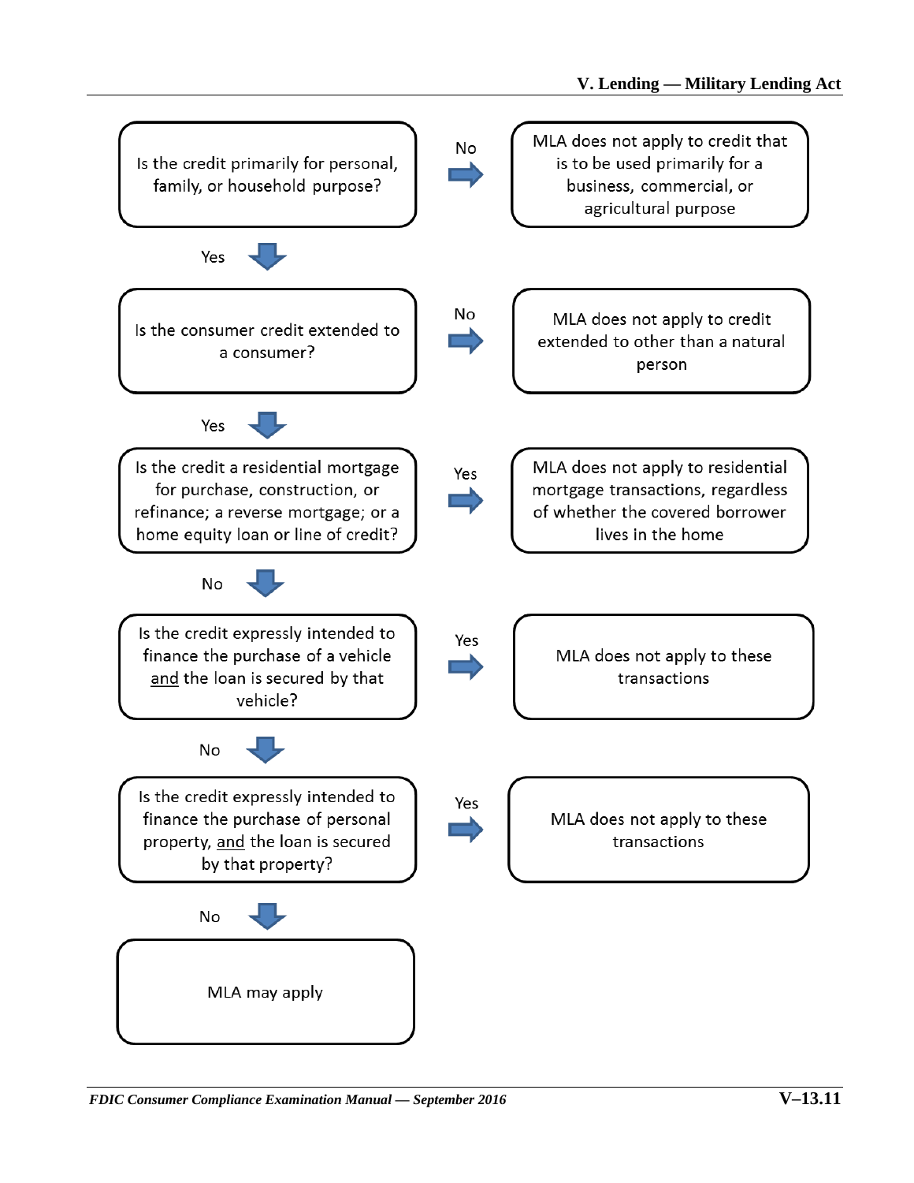Is the credit primarily for personal, family, or household purpose?

- **No** → MLA does not apply to credit that is to be used primarily for a business, commercial, or agricultural purpose
- **Yes** ↓

Is the consumer credit extended to a consumer?

- **No** → MLA does not apply to credit extended to other than a natural person
- **Yes** ↓

Is the credit a residential mortgage for purchase, construction, or refinance; a reverse mortgage; or a home equity loan or line of credit?

- **Yes** → MLA does not apply to residential mortgage transactions, regardless of whether the covered borrower lives in the home
- **No** ↓

Is the credit expressly intended to finance the purchase of a vehicle <u>and</u> the loan is secured by that vehicle?

- **Yes** → MLA does not apply to these transactions
- **No** ↓

Is the credit expressly intended to finance the purchase of personal property, <u>and</u> the loan is secured by that property?

- **Yes** → MLA does not apply to these transactions
- **No** ↓

MLA may apply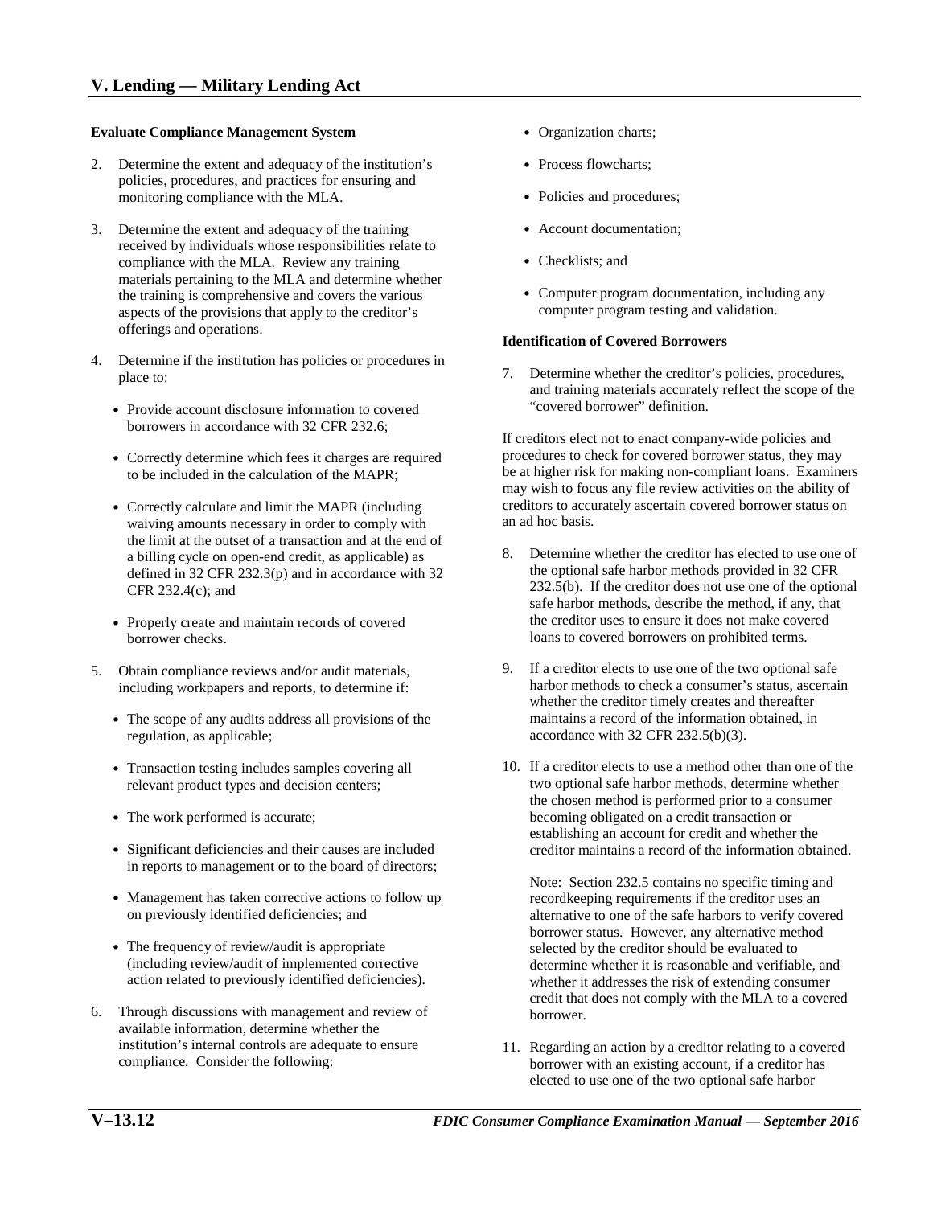**Evaluate Compliance Management System**

2. Determine the extent and adequacy of the institution's policies, procedures, and practices for ensuring and monitoring compliance with the MLA.

3. Determine the extent and adequacy of the training received by individuals whose responsibilities relate to compliance with the MLA. Review any training materials pertaining to the MLA and determine whether the training is comprehensive and covers the various aspects of the provisions that apply to the creditor's offerings and operations.

4. Determine if the institution has policies or procedures in place to:

   - Provide account disclosure information to covered borrowers in accordance with 32 CFR 232.6;
   - Correctly determine which fees it charges are required to be included in the calculation of the MAPR;
   - Correctly calculate and limit the MAPR (including waiving amounts necessary in order to comply with the limit at the outset of a transaction and at the end of a billing cycle on open-end credit, as applicable) as defined in 32 CFR 232.3(p) and in accordance with 32 CFR 232.4(c); and
   - Properly create and maintain records of covered borrower checks.

5. Obtain compliance reviews and/or audit materials, including workpapers and reports, to determine if:

   - The scope of any audits address all provisions of the regulation, as applicable;
   - Transaction testing includes samples covering all relevant product types and decision centers;
   - The work performed is accurate;
   - Significant deficiencies and their causes are included in reports to management or to the board of directors;
   - Management has taken corrective actions to follow up on previously identified deficiencies; and
   - The frequency of review/audit is appropriate (including review/audit of implemented corrective action related to previously identified deficiencies).

6. Through discussions with management and review of available information, determine whether the institution's internal controls are adequate to ensure compliance. Consider the following:

   - Organization charts;
   - Process flowcharts;
   - Policies and procedures;
   - Account documentation;
   - Checklists; and
   - Computer program documentation, including any computer program testing and validation.

**Identification of Covered Borrowers**

7. Determine whether the creditor's policies, procedures, and training materials accurately reflect the scope of the "covered borrower" definition.

If creditors elect not to enact company-wide policies and procedures to check for covered borrower status, they may be at higher risk for making non-compliant loans. Examiners may wish to focus any file review activities on the ability of creditors to accurately ascertain covered borrower status on an ad hoc basis.

8. Determine whether the creditor has elected to use one of the optional safe harbor methods provided in 32 CFR 232.5(b). If the creditor does not use one of the optional safe harbor methods, describe the method, if any, that the creditor uses to ensure it does not make covered loans to covered borrowers on prohibited terms.

9. If a creditor elects to use one of the two optional safe harbor methods to check a consumer's status, ascertain whether the creditor timely creates and thereafter maintains a record of the information obtained, in accordance with 32 CFR 232.5(b)(3).

10. If a creditor elects to use a method other than one of the two optional safe harbor methods, determine whether the chosen method is performed prior to a consumer becoming obligated on a credit transaction or establishing an account for credit and whether the creditor maintains a record of the information obtained.

    Note: Section 232.5 contains no specific timing and recordkeeping requirements if the creditor uses an alternative to one of the safe harbors to verify covered borrower status. However, any alternative method selected by the creditor should be evaluated to determine whether it is reasonable and verifiable, and whether it addresses the risk of extending consumer credit that does not comply with the MLA to a covered borrower.

11. Regarding an action by a creditor relating to a covered borrower with an existing account, if a creditor has elected to use one of the two optional safe harbor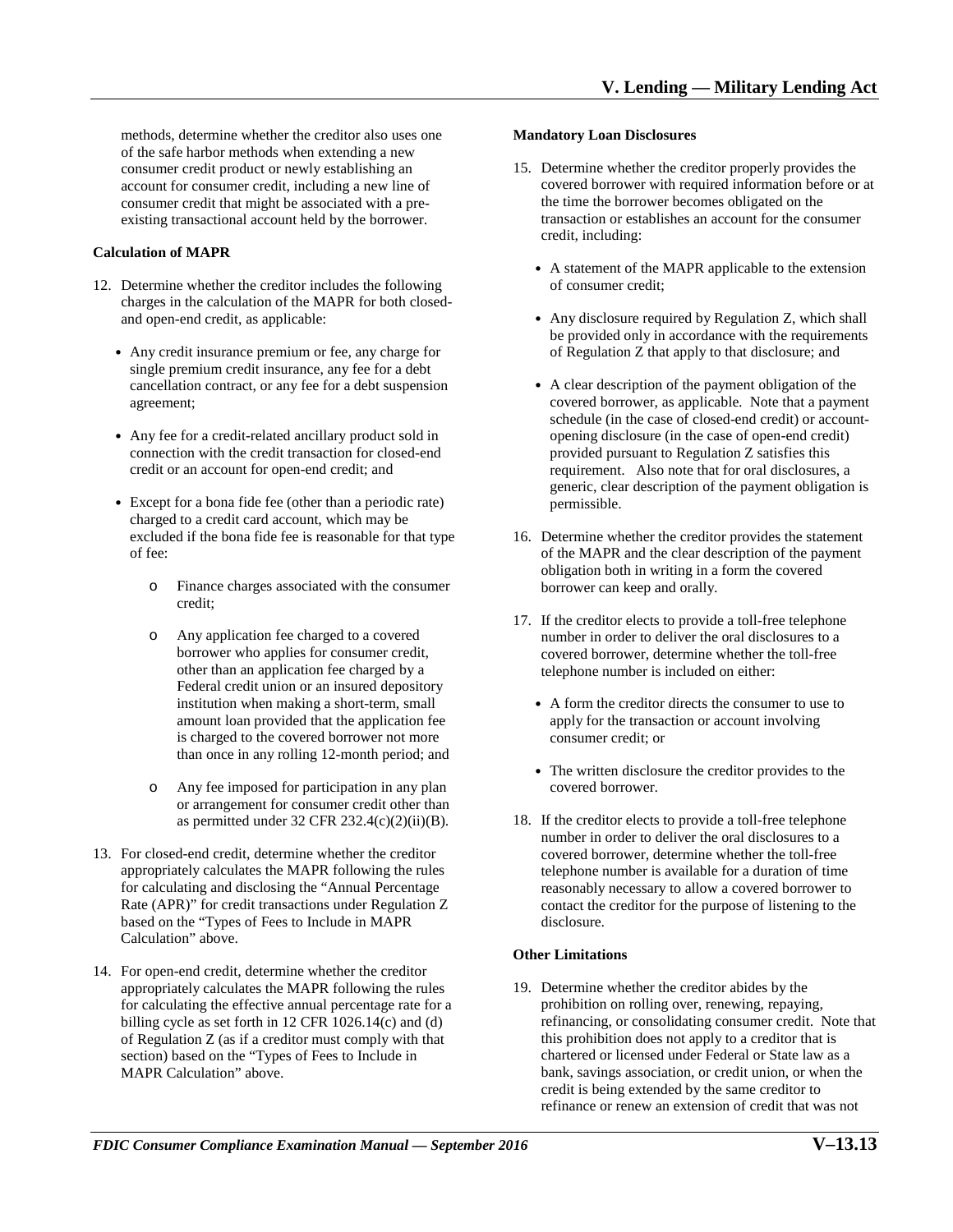methods, determine whether the creditor also uses one of the safe harbor methods when extending a new consumer credit product or newly establishing an account for consumer credit, including a new line of consumer credit that might be associated with a pre-existing transactional account held by the borrower.

**Calculation of MAPR**

12. Determine whether the creditor includes the following charges in the calculation of the MAPR for both closed- and open-end credit, as applicable:

    - Any credit insurance premium or fee, any charge for single premium credit insurance, any fee for a debt cancellation contract, or any fee for a debt suspension agreement;
    - Any fee for a credit-related ancillary product sold in connection with the credit transaction for closed-end credit or an account for open-end credit; and
    - Except for a bona fide fee (other than a periodic rate) charged to a credit card account, which may be excluded if the bona fide fee is reasonable for that type of fee:
        - Finance charges associated with the consumer credit;
        - Any application fee charged to a covered borrower who applies for consumer credit, other than an application fee charged by a Federal credit union or an insured depository institution when making a short-term, small amount loan provided that the application fee is charged to the covered borrower not more than once in any rolling 12-month period; and
        - Any fee imposed for participation in any plan or arrangement for consumer credit other than as permitted under 32 CFR 232.4(c)(2)(ii)(B).

13. For closed-end credit, determine whether the creditor appropriately calculates the MAPR following the rules for calculating and disclosing the "Annual Percentage Rate (APR)" for credit transactions under Regulation Z based on the "Types of Fees to Include in MAPR Calculation" above.

14. For open-end credit, determine whether the creditor appropriately calculates the MAPR following the rules for calculating the effective annual percentage rate for a billing cycle as set forth in 12 CFR 1026.14(c) and (d) of Regulation Z (as if a creditor must comply with that section) based on the "Types of Fees to Include in MAPR Calculation" above.

**Mandatory Loan Disclosures**

15. Determine whether the creditor properly provides the covered borrower with required information before or at the time the borrower becomes obligated on the transaction or establishes an account for the consumer credit, including:

    - A statement of the MAPR applicable to the extension of consumer credit;
    - Any disclosure required by Regulation Z, which shall be provided only in accordance with the requirements of Regulation Z that apply to that disclosure; and
    - A clear description of the payment obligation of the covered borrower, as applicable. Note that a payment schedule (in the case of closed-end credit) or account-opening disclosure (in the case of open-end credit) provided pursuant to Regulation Z satisfies this requirement. Also note that for oral disclosures, a generic, clear description of the payment obligation is permissible.

16. Determine whether the creditor provides the statement of the MAPR and the clear description of the payment obligation both in writing in a form the covered borrower can keep and orally.

17. If the creditor elects to provide a toll-free telephone number in order to deliver the oral disclosures to a covered borrower, determine whether the toll-free telephone number is included on either:

    - A form the creditor directs the consumer to use to apply for the transaction or account involving consumer credit; or
    - The written disclosure the creditor provides to the covered borrower.

18. If the creditor elects to provide a toll-free telephone number in order to deliver the oral disclosures to a covered borrower, determine whether the toll-free telephone number is available for a duration of time reasonably necessary to allow a covered borrower to contact the creditor for the purpose of listening to the disclosure.

**Other Limitations**

19. Determine whether the creditor abides by the prohibition on rolling over, renewing, repaying, refinancing, or consolidating consumer credit. Note that this prohibition does not apply to a creditor that is chartered or licensed under Federal or State law as a bank, savings association, or credit union, or when the credit is being extended by the same creditor to refinance or renew an extension of credit that was not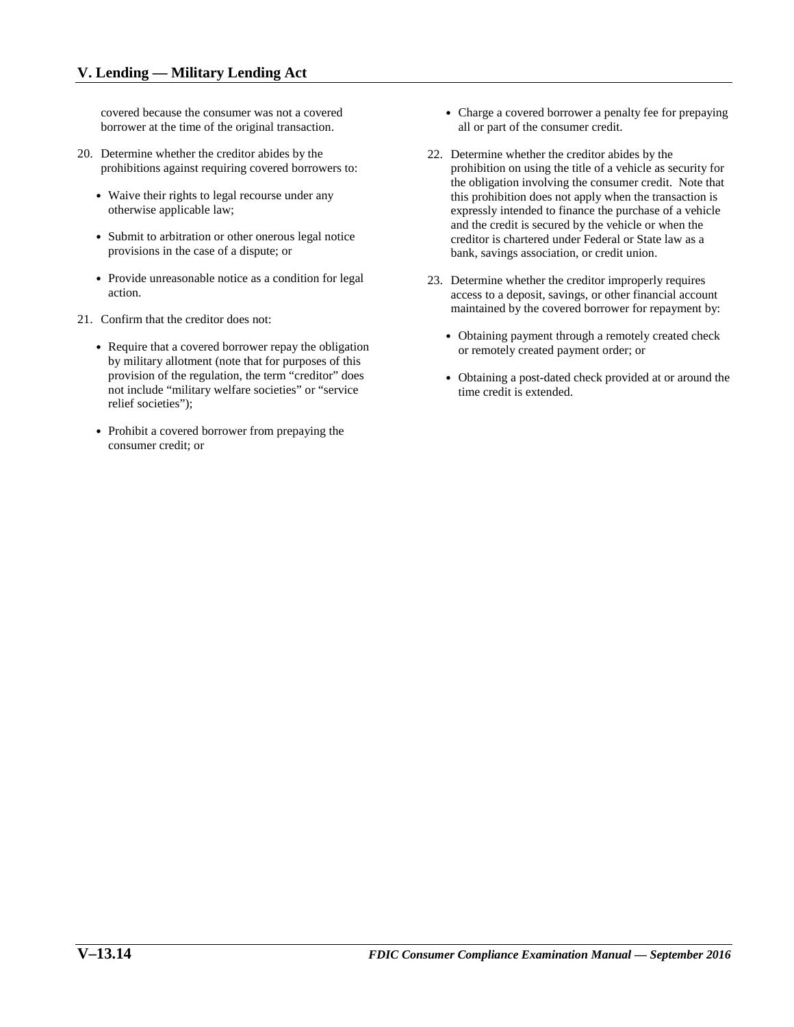covered because the consumer was not a covered borrower at the time of the original transaction.

20. Determine whether the creditor abides by the prohibitions against requiring covered borrowers to:

    - Waive their rights to legal recourse under any otherwise applicable law;
    - Submit to arbitration or other onerous legal notice provisions in the case of a dispute; or
    - Provide unreasonable notice as a condition for legal action.

21. Confirm that the creditor does not:

    - Require that a covered borrower repay the obligation by military allotment (note that for purposes of this provision of the regulation, the term "creditor" does not include "military welfare societies" or "service relief societies");
    - Prohibit a covered borrower from prepaying the consumer credit; or
    - Charge a covered borrower a penalty fee for prepaying all or part of the consumer credit.

22. Determine whether the creditor abides by the prohibition on using the title of a vehicle as security for the obligation involving the consumer credit. Note that this prohibition does not apply when the transaction is expressly intended to finance the purchase of a vehicle and the credit is secured by the vehicle or when the creditor is chartered under Federal or State law as a bank, savings association, or credit union.

23. Determine whether the creditor improperly requires access to a deposit, savings, or other financial account maintained by the covered borrower for repayment by:

    - Obtaining payment through a remotely created check or remotely created payment order; or
    - Obtaining a post-dated check provided at or around the time credit is extended.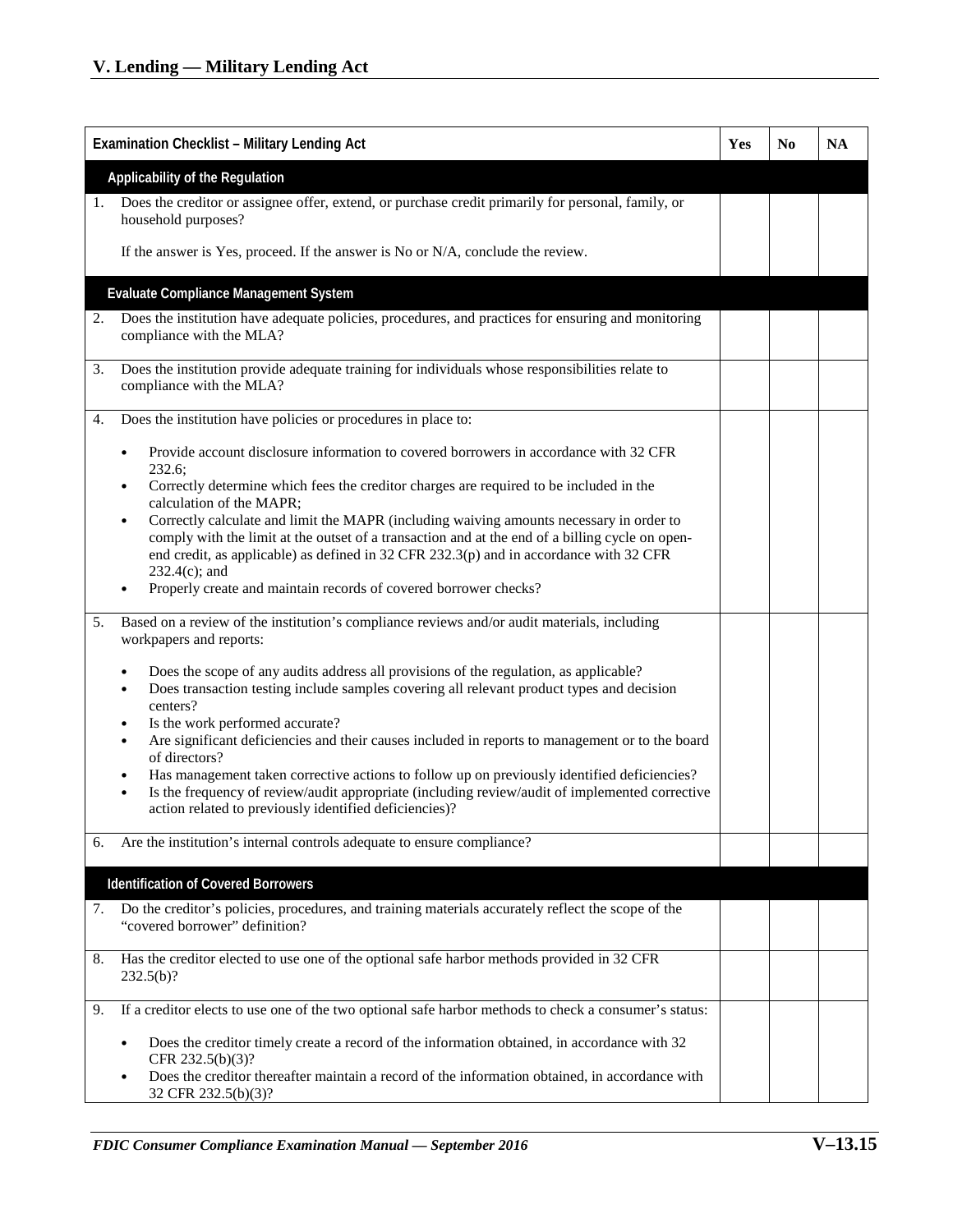## V. Lending — Military Lending Act

| Examination Checklist – Military Lending Act | Yes | No | NA |
|---|---|---|---|
| **Applicability of the Regulation** | | | |
| 1. Does the creditor or assignee offer, extend, or purchase credit primarily for personal, family, or household purposes?<br><br>If the answer is Yes, proceed. If the answer is No or N/A, conclude the review. | | | |
| **Evaluate Compliance Management System** | | | |
| 2. Does the institution have adequate policies, procedures, and practices for ensuring and monitoring compliance with the MLA? | | | |
| 3. Does the institution provide adequate training for individuals whose responsibilities relate to compliance with the MLA? | | | |
| 4. Does the institution have policies or procedures in place to:<br><br>• Provide account disclosure information to covered borrowers in accordance with 32 CFR 232.6;<br>• Correctly determine which fees the creditor charges are required to be included in the calculation of the MAPR;<br>• Correctly calculate and limit the MAPR (including waiving amounts necessary in order to comply with the limit at the outset of a transaction and at the end of a billing cycle on open-end credit, as applicable) as defined in 32 CFR 232.3(p) and in accordance with 32 CFR 232.4(c); and<br>• Properly create and maintain records of covered borrower checks? | | | |
| 5. Based on a review of the institution's compliance reviews and/or audit materials, including workpapers and reports:<br><br>• Does the scope of any audits address all provisions of the regulation, as applicable?<br>• Does transaction testing include samples covering all relevant product types and decision centers?<br>• Is the work performed accurate?<br>• Are significant deficiencies and their causes included in reports to management or to the board of directors?<br>• Has management taken corrective actions to follow up on previously identified deficiencies?<br>• Is the frequency of review/audit appropriate (including review/audit of implemented corrective action related to previously identified deficiencies)? | | | |
| 6. Are the institution's internal controls adequate to ensure compliance? | | | |
| **Identification of Covered Borrowers** | | | |
| 7. Do the creditor's policies, procedures, and training materials accurately reflect the scope of the "covered borrower" definition? | | | |
| 8. Has the creditor elected to use one of the optional safe harbor methods provided in 32 CFR 232.5(b)? | | | |
| 9. If a creditor elects to use one of the two optional safe harbor methods to check a consumer's status:<br><br>• Does the creditor timely create a record of the information obtained, in accordance with 32 CFR 232.5(b)(3)?<br>• Does the creditor thereafter maintain a record of the information obtained, in accordance with 32 CFR 232.5(b)(3)? | | | |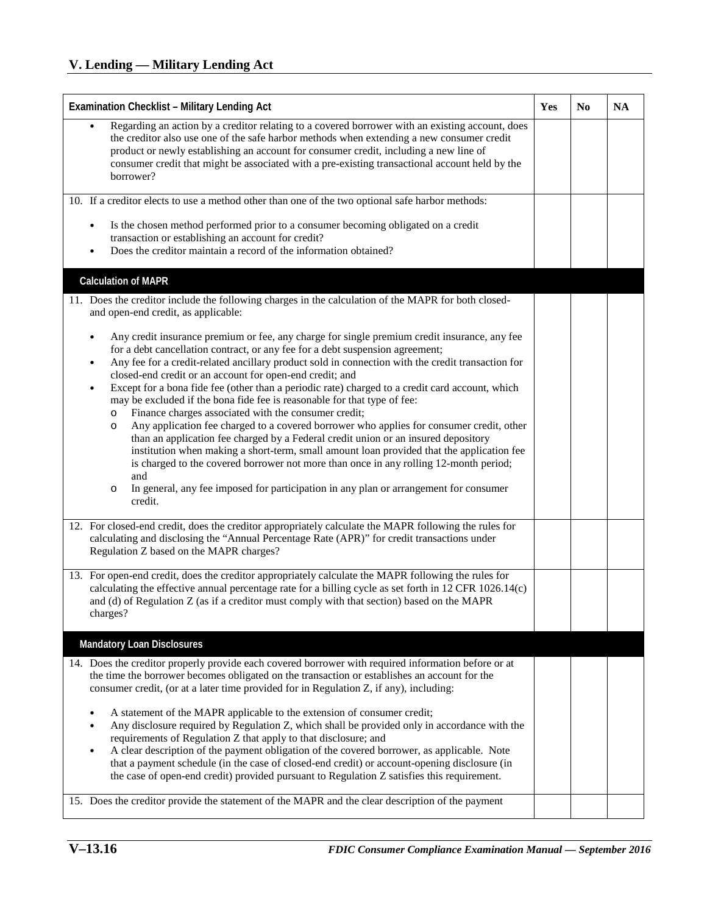## V. Lending — Military Lending Act

| Examination Checklist – Military Lending Act | Yes | No | NA |
|---|---|---|---|
| • Regarding an action by a creditor relating to a covered borrower with an existing account, does the creditor also use one of the safe harbor methods when extending a new consumer credit product or newly establishing an account for consumer credit, including a new line of consumer credit that might be associated with a pre-existing transactional account held by the borrower? | | | |
| 10. If a creditor elects to use a method other than one of the two optional safe harbor methods:<br>• Is the chosen method performed prior to a consumer becoming obligated on a credit transaction or establishing an account for credit?<br>• Does the creditor maintain a record of the information obtained? | | | |
| **Calculation of MAPR** | | | |
| 11. Does the creditor include the following charges in the calculation of the MAPR for both closed- and open-end credit, as applicable:<br>• Any credit insurance premium or fee, any charge for single premium credit insurance, any fee for a debt cancellation contract, or any fee for a debt suspension agreement;<br>• Any fee for a credit-related ancillary product sold in connection with the credit transaction for closed-end credit or an account for open-end credit; and<br>• Except for a bona fide fee (other than a periodic rate) charged to a credit card account, which may be excluded if the bona fide fee is reasonable for that type of fee:<br>o Finance charges associated with the consumer credit;<br>o Any application fee charged to a covered borrower who applies for consumer credit, other than an application fee charged by a Federal credit union or an insured depository institution when making a short-term, small amount loan provided that the application fee is charged to the covered borrower not more than once in any rolling 12-month period; and<br>o In general, any fee imposed for participation in any plan or arrangement for consumer credit. | | | |
| 12. For closed-end credit, does the creditor appropriately calculate the MAPR following the rules for calculating and disclosing the "Annual Percentage Rate (APR)" for credit transactions under Regulation Z based on the MAPR charges? | | | |
| 13. For open-end credit, does the creditor appropriately calculate the MAPR following the rules for calculating the effective annual percentage rate for a billing cycle as set forth in 12 CFR 1026.14(c) and (d) of Regulation Z (as if a creditor must comply with that section) based on the MAPR charges? | | | |
| **Mandatory Loan Disclosures** | | | |
| 14. Does the creditor properly provide each covered borrower with required information before or at the time the borrower becomes obligated on the transaction or establishes an account for the consumer credit, (or at a later time provided for in Regulation Z, if any), including:<br>• A statement of the MAPR applicable to the extension of consumer credit;<br>• Any disclosure required by Regulation Z, which shall be provided only in accordance with the requirements of Regulation Z that apply to that disclosure; and<br>• A clear description of the payment obligation of the covered borrower, as applicable. Note that a payment schedule (in the case of closed-end credit) or account-opening disclosure (in the case of open-end credit) provided pursuant to Regulation Z satisfies this requirement. | | | |
| 15. Does the creditor provide the statement of the MAPR and the clear description of the payment | | | |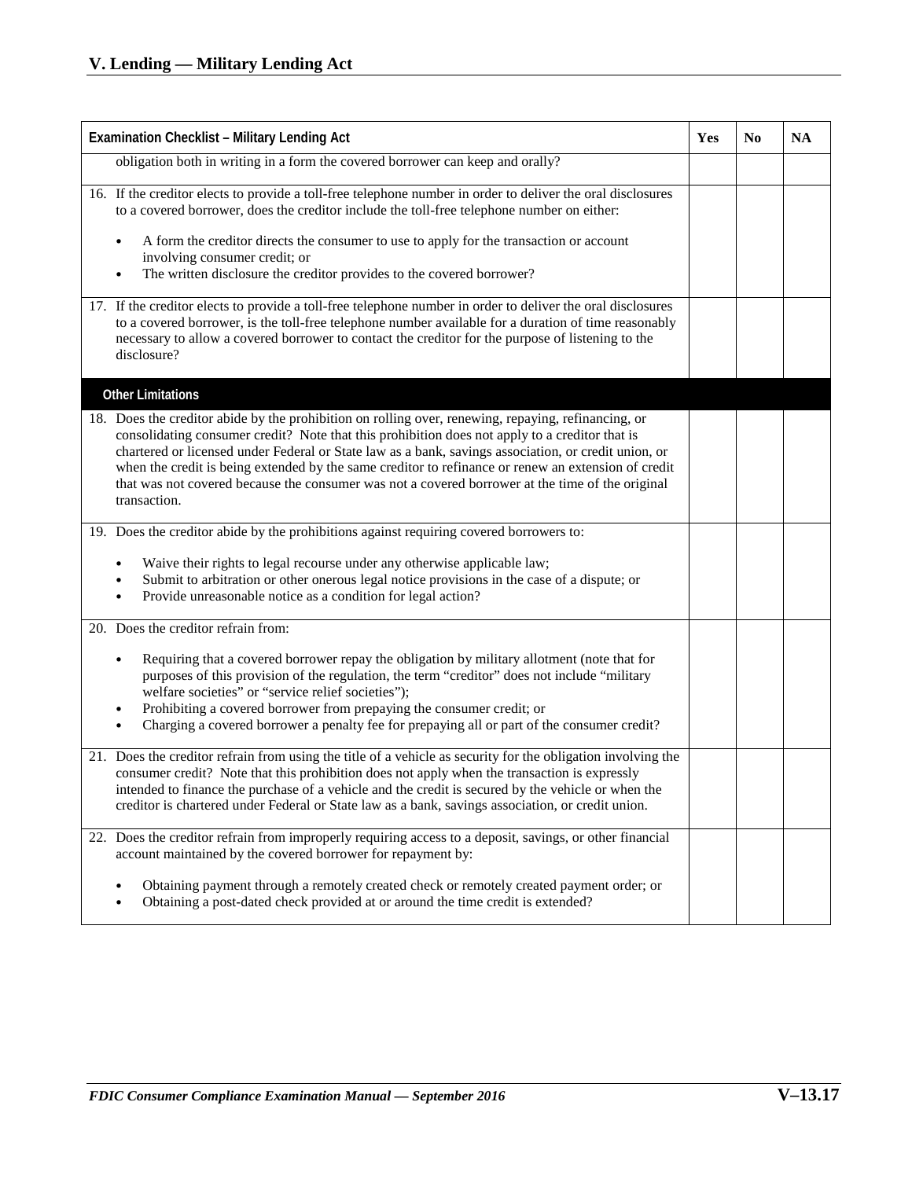| Examination Checklist – Military Lending Act | Yes | No | NA |
|---|---|---|---|
| obligation both in writing in a form the covered borrower can keep and orally? | | | |
| 16. If the creditor elects to provide a toll-free telephone number in order to deliver the oral disclosures to a covered borrower, does the creditor include the toll-free telephone number on either:<br>• A form the creditor directs the consumer to use to apply for the transaction or account involving consumer credit; or<br>• The written disclosure the creditor provides to the covered borrower? | | | |
| 17. If the creditor elects to provide a toll-free telephone number in order to deliver the oral disclosures to a covered borrower, is the toll-free telephone number available for a duration of time reasonably necessary to allow a covered borrower to contact the creditor for the purpose of listening to the disclosure? | | | |
| **Other Limitations** | | | |
| 18. Does the creditor abide by the prohibition on rolling over, renewing, repaying, refinancing, or consolidating consumer credit? Note that this prohibition does not apply to a creditor that is chartered or licensed under Federal or State law as a bank, savings association, or credit union, or when the credit is being extended by the same creditor to refinance or renew an extension of credit that was not covered because the consumer was not a covered borrower at the time of the original transaction. | | | |
| 19. Does the creditor abide by the prohibitions against requiring covered borrowers to:<br>• Waive their rights to legal recourse under any otherwise applicable law;<br>• Submit to arbitration or other onerous legal notice provisions in the case of a dispute; or<br>• Provide unreasonable notice as a condition for legal action? | | | |
| 20. Does the creditor refrain from:<br>• Requiring that a covered borrower repay the obligation by military allotment (note that for purposes of this provision of the regulation, the term "creditor" does not include "military welfare societies" or "service relief societies");<br>• Prohibiting a covered borrower from prepaying the consumer credit; or<br>• Charging a covered borrower a penalty fee for prepaying all or part of the consumer credit? | | | |
| 21. Does the creditor refrain from using the title of a vehicle as security for the obligation involving the consumer credit? Note that this prohibition does not apply when the transaction is expressly intended to finance the purchase of a vehicle and the credit is secured by the vehicle or when the creditor is chartered under Federal or State law as a bank, savings association, or credit union. | | | |
| 22. Does the creditor refrain from improperly requiring access to a deposit, savings, or other financial account maintained by the covered borrower for repayment by:<br>• Obtaining payment through a remotely created check or remotely created payment order; or<br>• Obtaining a post-dated check provided at or around the time credit is extended? | | | |